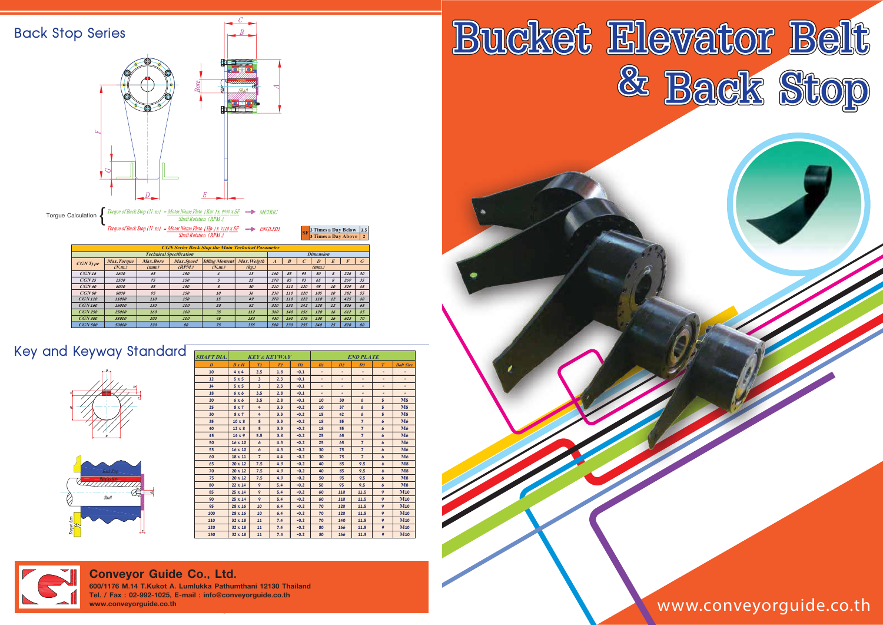# Bucket Elevator Belt & Back Stop

## Back Stop Series

Torque Calculation

$$\text{Torque of Back Stop (N.m)} = \frac{\text{Motor Name Plate (Kw)} \times 9550 \times SF}{\text{Shaft Rotation (RPM)}} \rightarrow \text{METRIC}$$

$$\text{Torque of Back Stop (N.m)} = \frac{\text{Motor Name Plate (Hp)} \times 7128 \times SF}{\text{Shaft Rotation (RPM)}} \rightarrow \text{ENGLISH}$$

| SF | | |
|---|---|---|
| | 3 Times a Day Below | 1.5 |
| | 3 Times a Day Above | 2 |

**CGN Series Back Stop the Main Technical Parameter**

| CGN Type | Technical Specification | | | | | Dimension | | | | | | |
|---|---|---|---|---|---|---|---|---|---|---|---|---|
| | Max.Torque (N.m.) | Max.Bore (mm.) | Max.Speed (RPM.) | Idling Moment (N.m.) | Max.Weigth (kg.) | A | B | C | D | E | F | G |
| CGN 16 | 1600 | 65 | 150 | 4 | 13 | 160 | 85 | 93 | 50 | 8 | 226 | 30 |
| CGN 25 | 2500 | 75 | 150 | 5 | 15 | 170 | 85 | 93 | 65 | 8 | 269 | 35 |
| CGN 60 | 6000 | 85 | 150 | 8 | 30 | 210 | 110 | 120 | 95 | 10 | 329 | 45 |
| CGN 80 | 8000 | 95 | 150 | 10 | 36 | 230 | 110 | 120 | 105 | 10 | 382 | 55 |
| CGN 110 | 11000 | 110 | 150 | 15 | 49 | 270 | 110 | 122 | 110 | 12 | 425 | 60 |
| CGN 160 | 16000 | 130 | 100 | 20 | 82 | 320 | 130 | 142 | 120 | 12 | 506 | 65 |
| CGN 250 | 25000 | 160 | 100 | 35 | 112 | 360 | 140 | 156 | 120 | 16 | 612 | 65 |
| CGN 380 | 38000 | 200 | 100 | 45 | 183 | 430 | 160 | 176 | 130 | 16 | 623 | 70 |
| CGN 500 | 50000 | 220 | 80 | 75 | 355 | 500 | 230 | 255 | 240 | 25 | 820 | 80 |

## Key and Keyway Standard

| SHAFT DIA. | KEY & KEYWAY | | | | END PLATE | | | | |
|---|---|---|---|---|---|---|---|---|---|
| D | B x H | T1 | T2 | H1 | B1 | D2 | D3 | T | Bolt Size |
| 10 | 4 x 4 | 2.5 | 1.8 | -0.1 | - | - | - | - | - |
| 12 | 5 x 5 | 3 | 2.3 | -0.1 | - | - | - | - | - |
| 14 | 5 x 5 | 3 | 2.3 | -0.1 | - | - | - | - | - |
| 18 | 6 x 6 | 3.5 | 2.8 | -0.1 | - | - | - | - | - |
| 20 | 6 x 6 | 3.5 | 2.8 | -0.1 | 10 | 30 | 6 | 5 | M5 |
| 25 | 8 x 7 | 4 | 3.3 | -0.2 | 10 | 37 | 6 | 5 | M5 |
| 30 | 8 x 7 | 4 | 3.3 | -0.2 | 15 | 42 | 6 | 5 | M5 |
| 35 | 10 x 8 | 5 | 3.3 | -0.2 | 18 | 55 | 7 | 6 | M6 |
| 40 | 12 x 8 | 5 | 3.3 | -0.2 | 18 | 55 | 7 | 6 | M6 |
| 45 | 14 x 9 | 5.5 | 3.8 | -0.2 | 25 | 65 | 7 | 6 | M6 |
| 50 | 16 x 10 | 6 | 4.3 | -0.2 | 25 | 65 | 7 | 6 | M6 |
| 55 | 16 x 10 | 6 | 4.3 | -0.2 | 30 | 75 | 7 | 6 | M6 |
| 60 | 18 x 11 | 7 | 4.4 | -0.2 | 30 | 75 | 7 | 6 | M6 |
| 65 | 20 x 12 | 7.5 | 4.9 | -0.2 | 40 | 85 | 9.5 | 6 | M8 |
| 70 | 20 x 12 | 7.5 | 4.9 | -0.2 | 40 | 85 | 9.5 | 6 | M8 |
| 75 | 20 x 12 | 7.5 | 4.9 | -0.2 | 50 | 95 | 9.5 | 6 | M8 |
| 80 | 22 x 14 | 9 | 5.4 | -0.2 | 50 | 95 | 9.5 | 6 | M8 |
| 85 | 25 x 14 | 9 | 5.4 | -0.2 | 60 | 110 | 11.5 | 9 | M10 |
| 90 | 25 x 14 | 9 | 5.4 | -0.2 | 60 | 110 | 11.5 | 9 | M10 |
| 95 | 28 x 16 | 10 | 6.4 | -0.2 | 70 | 120 | 11.5 | 9 | M10 |
| 100 | 28 x 16 | 10 | 6.4 | -0.2 | 70 | 120 | 11.5 | 9 | M10 |
| 110 | 32 x 18 | 11 | 7.4 | -0.2 | 70 | 140 | 11.5 | 9 | M10 |
| 120 | 32 x 18 | 11 | 7.4 | -0.2 | 80 | 166 | 11.5 | 9 | M10 |
| 130 | 32 x 18 | 11 | 7.4 | -0.2 | 80 | 166 | 11.5 | 9 | M10 |

**Conveyor Guide Co., Ltd.**

600/1176 M.14 T.Kukot A. Lumlukka Pathumthani 12130 Thailand
Tel. / Fax : 02-992-1025, E-mail : info@conveyorguide.co.th
www.conveyorguide.co.th

www.conveyorguide.co.th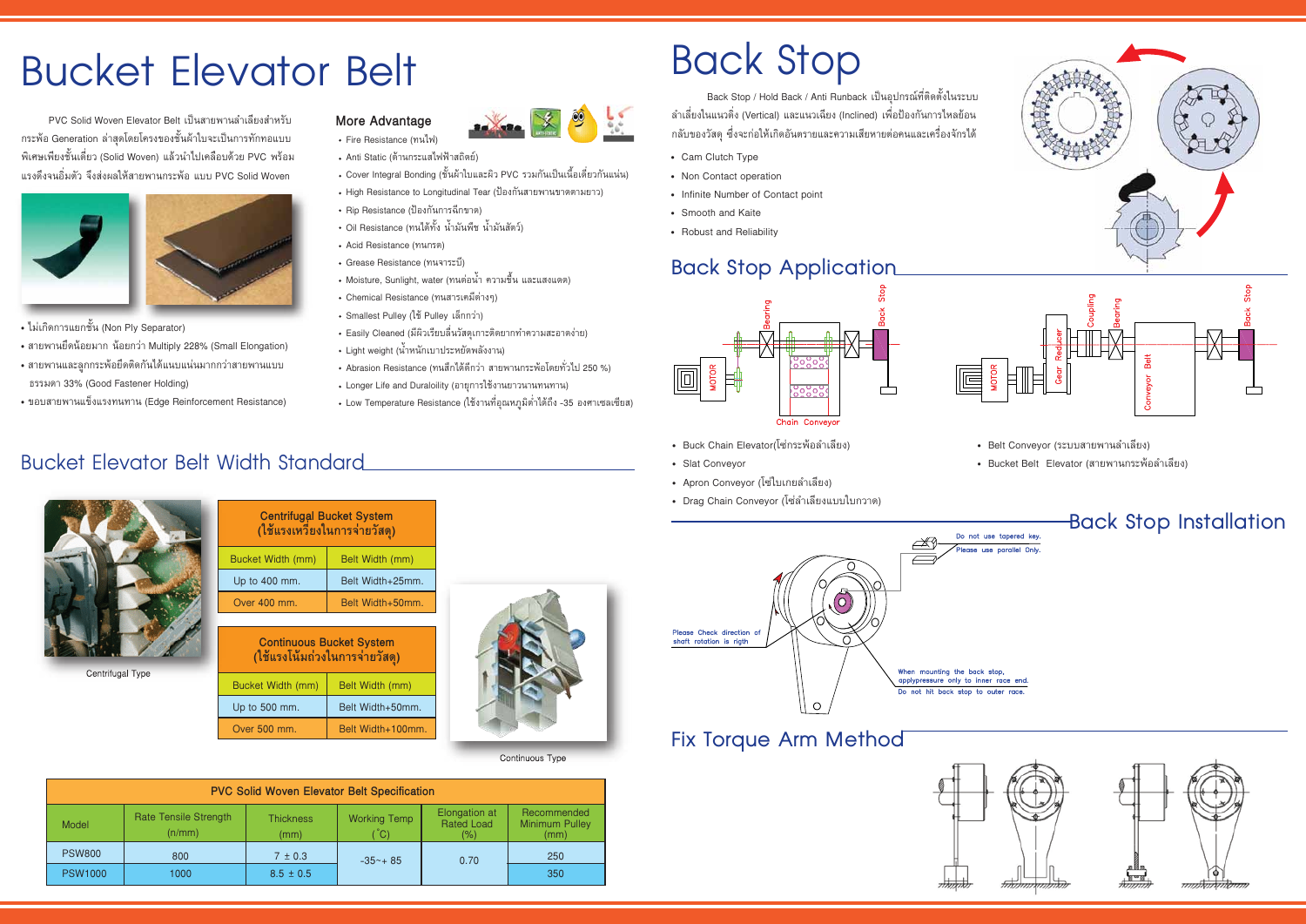# Bucket Elevator Belt

PVC Solid Woven Elevator Belt เป็นสายพานลำเลียงสำหรับกระพ้อ Generation ล่าสุดโดยโครงของชั้นผ้าใบจะเป็นการทักทอแบบพิเศษเพียงชั้นเดี่ยว (Solid Woven) แล้วนำไปเคลือบด้วย PVC พร้อมแรงดึงจนอิ่มตัว จึงส่งผลให้สายพานกระพ้อ แบบ PVC Solid Woven

- ไม่เกิดการแยกชั้น (Non Ply Separator)
- สายพานยืดน้อยมาก น้อยกว่า Multiply 228% (Small Elongation)
- สายพานและลูกกระพ้อยึดติดกันได้แน่นแน่มากกว่าสายพานแบบธรรมดา 33% (Good Fastener Holding)
- ขอบสายพานแข็งแรงทนทาน (Edge Reinforcement Resistance)

### More Advantage

- Fire Resistance (ทนไฟ)
- Anti Static (ต้านกระแสไฟฟ้าสถิตย์)
- Cover Integral Bonding (ชั้นผ้าใบและผิว PVC รวมกันเป็นเนื้อเดี่ยวกันแน่น)
- High Resistance to Longitudinal Tear (ป้องกันสายพานขาดตามยาว)
- Rip Resistance (ป้องกันการฉีกขาด)
- Oil Resistance (ทนได้ทั้ง น้ำมันพืช น้ำมันสัตว์)
- Acid Resistance (ทนกรด)
- Grease Resistance (ทนจาระบี)
- Moisture, Sunlight, water (ทนต่อน้ำ ความชื้น และแสงแดด)
- Chemical Resistance (ทนสารเคมีต่างๆ)
- Smallest Pulley (ใช้ Pulley เล็กกว่า)
- Easily Cleaned (มีผิวเรียบลื่นวัสดุเกาะติดยากทำความสะอาดง่าย)
- Light weight (น้ำหนักเบาประหยัดพลังงาน)
- Abrasion Resistance (ทนสึกได้ดีกว่า สายพานกระพ้อโดยทั่วไป 250 %)
- Longer Life and Duraloility (อายุการใช้งานยาวนานทนทาน)
- Low Temperature Resistance (ใช้งานที่อุณหภูมิต่ำได้ถึง -35 องศาเซลเซียส)

## Bucket Elevator Belt Width Standard

Centrifugal Type

| Centrifugal Bucket System (ใช้แรงเหวี่ยงในการจ่ายวัสดุ) | |
|---|---|
| Bucket Width (mm) | Belt Width (mm) |
| Up to 400 mm. | Belt Width+25mm. |
| Over 400 mm. | Belt Width+50mm. |

| Continuous Bucket System (ใช้แรงโน้มถ่วงในการจ่ายวัสดุ) | |
|---|---|
| Bucket Width (mm) | Belt Width (mm) |
| Up to 500 mm. | Belt Width+50mm. |
| Over 500 mm. | Belt Width+100mm. |

Continuous Type

| PVC Solid Woven Elevator Belt Specification | | | | | |
|---|---|---|---|---|---|
| Model | Rate Tensile Strength (n/mm) | Thickness (mm) | Working Temp (°C) | Elongation at Rated Load (%) | Recommended Minimum Pulley (mm) |
| PSW800 | 800 | 7 ± 0.3 | -35~+ 85 | 0.70 | 250 |
| PSW1000 | 1000 | 8.5 ± 0.5 | | | 350 |

# Back Stop

Back Stop / Hold Back / Anti Runback เป็นอุปกรณ์ที่ติดตั้งในระบบลำเลียงในแนวดิ่ง (Vertical) และแนวเฉียง (Inclined) เพื่อป้องกันการไหลย้อนกลับของวัสดุ ซึ่งจะก่อให้เกิดอันตรายและความเสียหายต่อคนและเครื่องจักรได้

- Cam Clutch Type
- Non Contact operation
- Infinite Number of Contact point
- Smooth and Kaite
- Robust and Reliability

## Back Stop Application

MOTOR
Bearing
Back Stop
Chain Conveyor

MOTOR
Gear Reducer
Coupling
Bearing
Conveyor Belt
Back Stop

- Buck Chain Elevator(โซ่กระพ้อลำเลียง)
- Slat Conveyor
- Apron Conveyor (โซ่ใบเกยลำเลียง)
- Drag Chain Conveyor (โซ่ลำเลียงแบบใบกวาด)
- Belt Conveyor (ระบบสายพานลำเลียง)
- Bucket Belt Elevator (สายพานกระพ้อลำเลียง)

## Back Stop Installation

Do not use tapered key.
Please use parallel Only.

Please Check direction of shaft rotation is rigth

When mounting the back stop, applypressure only to inner race end.
Do not hit back stop to outer race.

## Fix Torque Arm Method